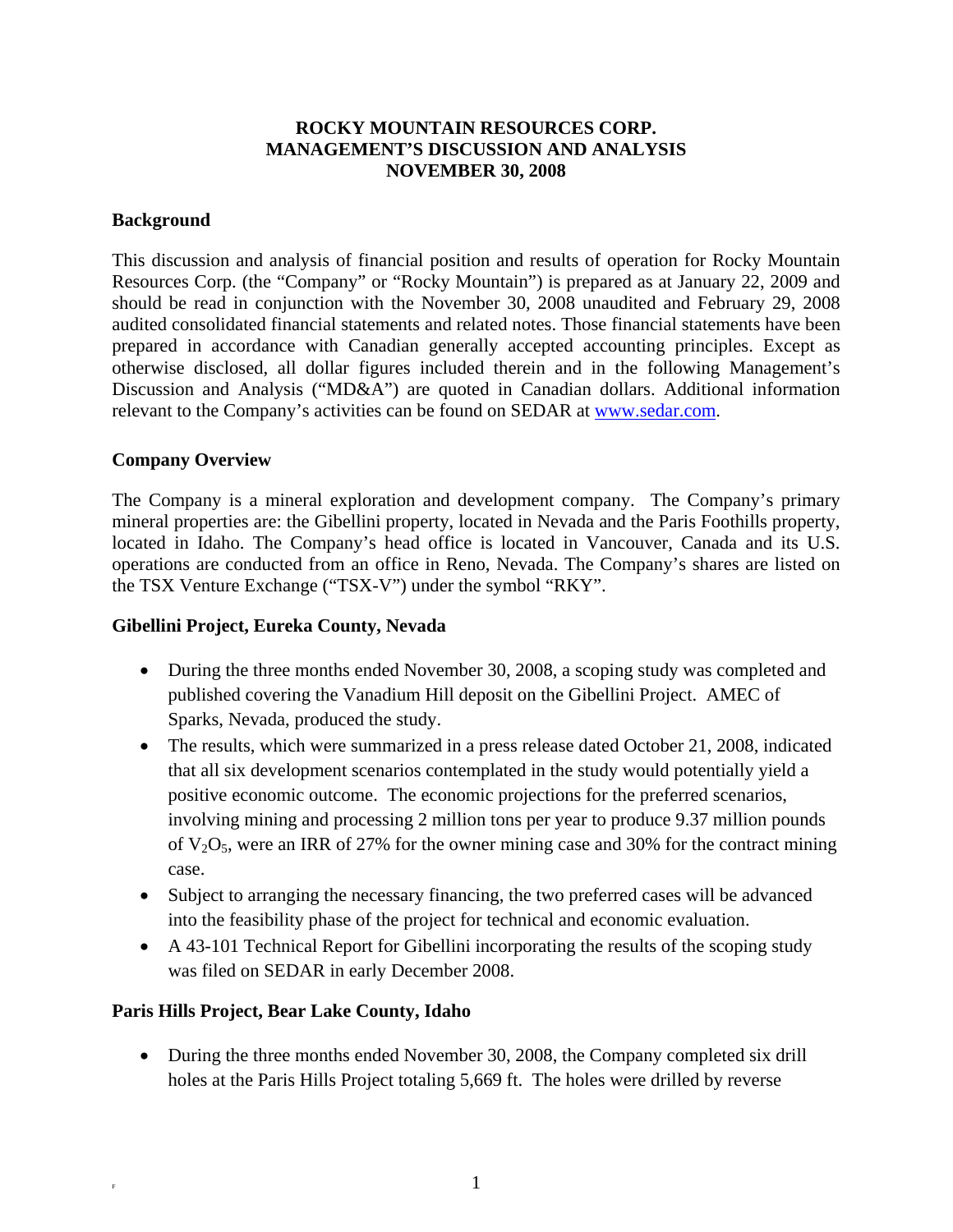# ROCKY MOUNTAIN RESOURCES CORP.
# MANAGEMENT'S DISCUSSION AND ANALYSIS
# NOVEMBER 30, 2008

## Background

This discussion and analysis of financial position and results of operation for Rocky Mountain Resources Corp. (the "Company" or "Rocky Mountain") is prepared as at January 22, 2009 and should be read in conjunction with the November 30, 2008 unaudited and February 29, 2008 audited consolidated financial statements and related notes. Those financial statements have been prepared in accordance with Canadian generally accepted accounting principles. Except as otherwise disclosed, all dollar figures included therein and in the following Management's Discussion and Analysis ("MD&A") are quoted in Canadian dollars. Additional information relevant to the Company's activities can be found on SEDAR at www.sedar.com.

## Company Overview

The Company is a mineral exploration and development company. The Company's primary mineral properties are: the Gibellini property, located in Nevada and the Paris Foothills property, located in Idaho. The Company's head office is located in Vancouver, Canada and its U.S. operations are conducted from an office in Reno, Nevada. The Company's shares are listed on the TSX Venture Exchange ("TSX-V") under the symbol "RKY".

## Gibellini Project, Eureka County, Nevada

- During the three months ended November 30, 2008, a scoping study was completed and published covering the Vanadium Hill deposit on the Gibellini Project. AMEC of Sparks, Nevada, produced the study.
- The results, which were summarized in a press release dated October 21, 2008, indicated that all six development scenarios contemplated in the study would potentially yield a positive economic outcome. The economic projections for the preferred scenarios, involving mining and processing 2 million tons per year to produce 9.37 million pounds of $V_2O_5$, were an IRR of 27% for the owner mining case and 30% for the contract mining case.
- Subject to arranging the necessary financing, the two preferred cases will be advanced into the feasibility phase of the project for technical and economic evaluation.
- A 43-101 Technical Report for Gibellini incorporating the results of the scoping study was filed on SEDAR in early December 2008.

## Paris Hills Project, Bear Lake County, Idaho

- During the three months ended November 30, 2008, the Company completed six drill holes at the Paris Hills Project totaling 5,669 ft. The holes were drilled by reverse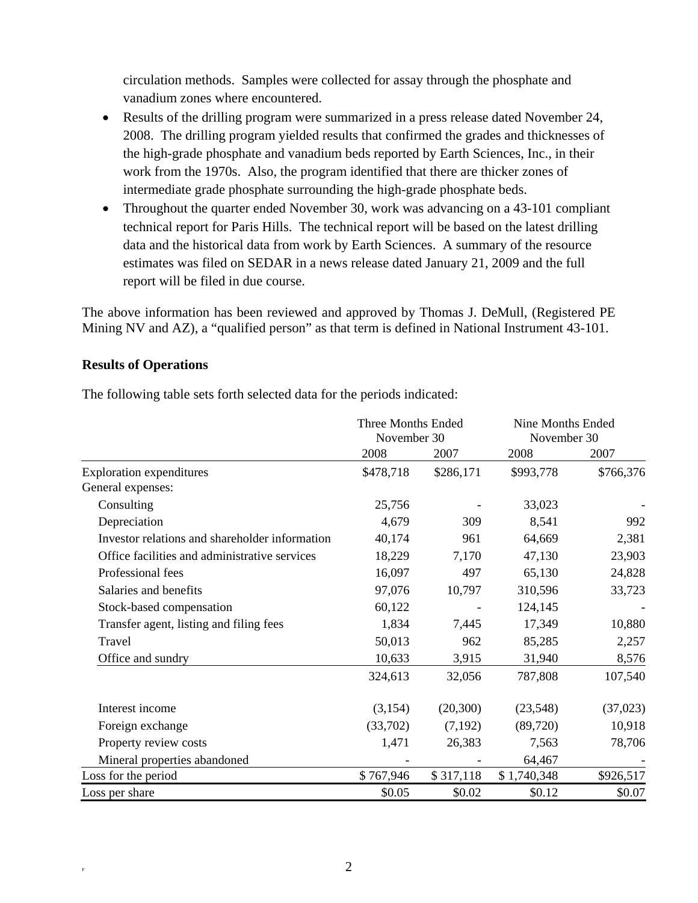circulation methods. Samples were collected for assay through the phosphate and vanadium zones where encountered.

- Results of the drilling program were summarized in a press release dated November 24, 2008. The drilling program yielded results that confirmed the grades and thicknesses of the high-grade phosphate and vanadium beds reported by Earth Sciences, Inc., in their work from the 1970s. Also, the program identified that there are thicker zones of intermediate grade phosphate surrounding the high-grade phosphate beds.
- Throughout the quarter ended November 30, work was advancing on a 43-101 compliant technical report for Paris Hills. The technical report will be based on the latest drilling data and the historical data from work by Earth Sciences. A summary of the resource estimates was filed on SEDAR in a news release dated January 21, 2009 and the full report will be filed in due course.

The above information has been reviewed and approved by Thomas J. DeMull, (Registered PE Mining NV and AZ), a "qualified person" as that term is defined in National Instrument 43-101.

**Results of Operations**

The following table sets forth selected data for the periods indicated:

| | Three Months Ended November 30 | | Nine Months Ended November 30 | |
|---|---|---|---|---|
| | 2008 | 2007 | 2008 | 2007 |
| Exploration expenditures | $478,718 | $286,171 | $993,778 | $766,376 |
| General expenses: | | | | |
| Consulting | 25,756 | - | 33,023 | - |
| Depreciation | 4,679 | 309 | 8,541 | 992 |
| Investor relations and shareholder information | 40,174 | 961 | 64,669 | 2,381 |
| Office facilities and administrative services | 18,229 | 7,170 | 47,130 | 23,903 |
| Professional fees | 16,097 | 497 | 65,130 | 24,828 |
| Salaries and benefits | 97,076 | 10,797 | 310,596 | 33,723 |
| Stock-based compensation | 60,122 | - | 124,145 | - |
| Transfer agent, listing and filing fees | 1,834 | 7,445 | 17,349 | 10,880 |
| Travel | 50,013 | 962 | 85,285 | 2,257 |
| Office and sundry | 10,633 | 3,915 | 31,940 | 8,576 |
| | 324,613 | 32,056 | 787,808 | 107,540 |
| Interest income | (3,154) | (20,300) | (23,548) | (37,023) |
| Foreign exchange | (33,702) | (7,192) | (89,720) | 10,918 |
| Property review costs | 1,471 | 26,383 | 7,563 | 78,706 |
| Mineral properties abandoned | - | - | 64,467 | - |
| Loss for the period | $ 767,946 | $ 317,118 | $ 1,740,348 | $926,517 |
| Loss per share | $0.05 | $0.02 | $0.12 | $0.07 |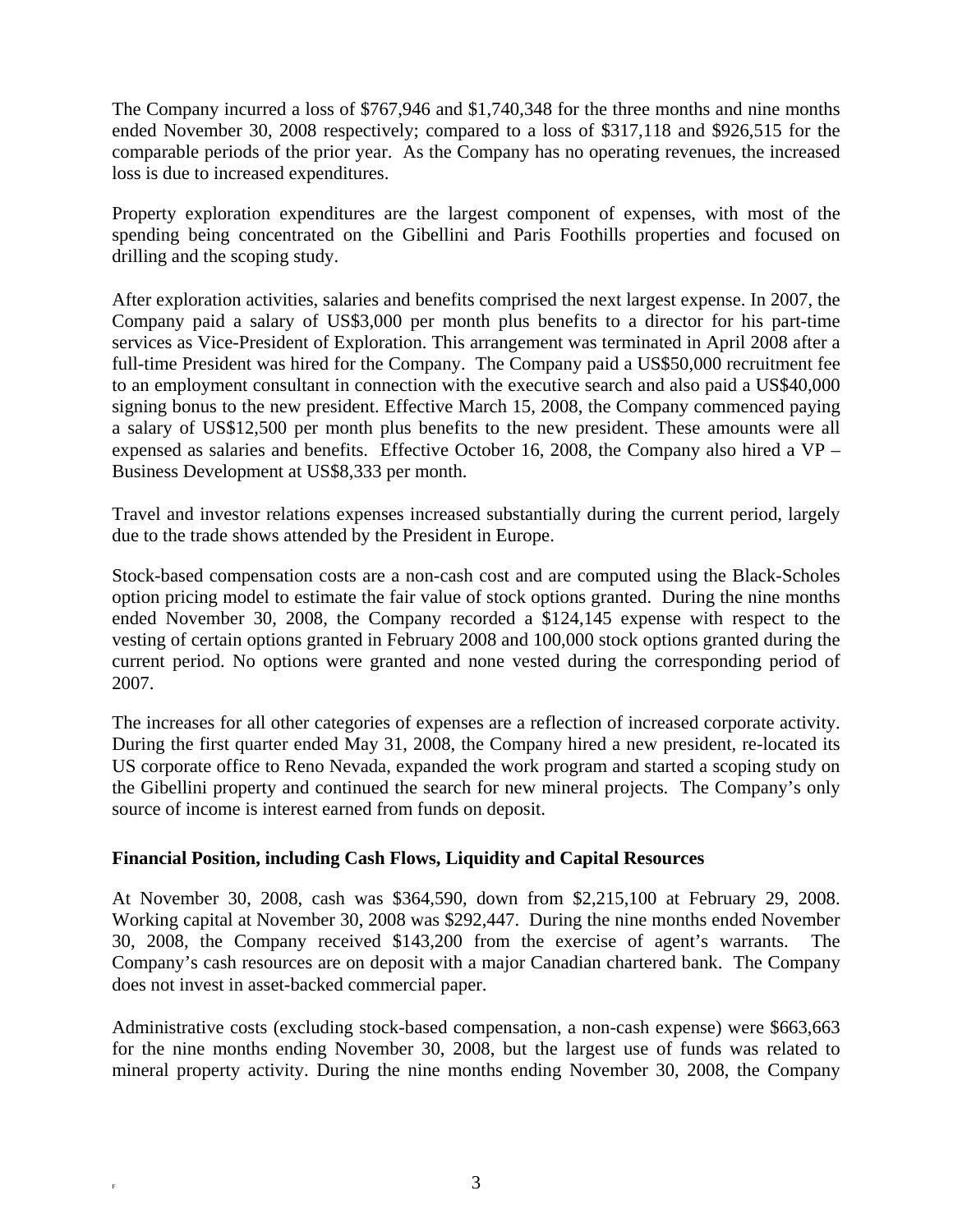The Company incurred a loss of $767,946 and $1,740,348 for the three months and nine months ended November 30, 2008 respectively; compared to a loss of $317,118 and $926,515 for the comparable periods of the prior year. As the Company has no operating revenues, the increased loss is due to increased expenditures.

Property exploration expenditures are the largest component of expenses, with most of the spending being concentrated on the Gibellini and Paris Foothills properties and focused on drilling and the scoping study.

After exploration activities, salaries and benefits comprised the next largest expense. In 2007, the Company paid a salary of US$3,000 per month plus benefits to a director for his part-time services as Vice-President of Exploration. This arrangement was terminated in April 2008 after a full-time President was hired for the Company. The Company paid a US$50,000 recruitment fee to an employment consultant in connection with the executive search and also paid a US$40,000 signing bonus to the new president. Effective March 15, 2008, the Company commenced paying a salary of US$12,500 per month plus benefits to the new president. These amounts were all expensed as salaries and benefits. Effective October 16, 2008, the Company also hired a VP – Business Development at US$8,333 per month.

Travel and investor relations expenses increased substantially during the current period, largely due to the trade shows attended by the President in Europe.

Stock-based compensation costs are a non-cash cost and are computed using the Black-Scholes option pricing model to estimate the fair value of stock options granted. During the nine months ended November 30, 2008, the Company recorded a $124,145 expense with respect to the vesting of certain options granted in February 2008 and 100,000 stock options granted during the current period. No options were granted and none vested during the corresponding period of 2007.

The increases for all other categories of expenses are a reflection of increased corporate activity. During the first quarter ended May 31, 2008, the Company hired a new president, re-located its US corporate office to Reno Nevada, expanded the work program and started a scoping study on the Gibellini property and continued the search for new mineral projects. The Company's only source of income is interest earned from funds on deposit.

**Financial Position, including Cash Flows, Liquidity and Capital Resources**

At November 30, 2008, cash was $364,590, down from $2,215,100 at February 29, 2008. Working capital at November 30, 2008 was $292,447. During the nine months ended November 30, 2008, the Company received $143,200 from the exercise of agent's warrants. The Company's cash resources are on deposit with a major Canadian chartered bank. The Company does not invest in asset-backed commercial paper.

Administrative costs (excluding stock-based compensation, a non-cash expense) were $663,663 for the nine months ending November 30, 2008, but the largest use of funds was related to mineral property activity. During the nine months ending November 30, 2008, the Company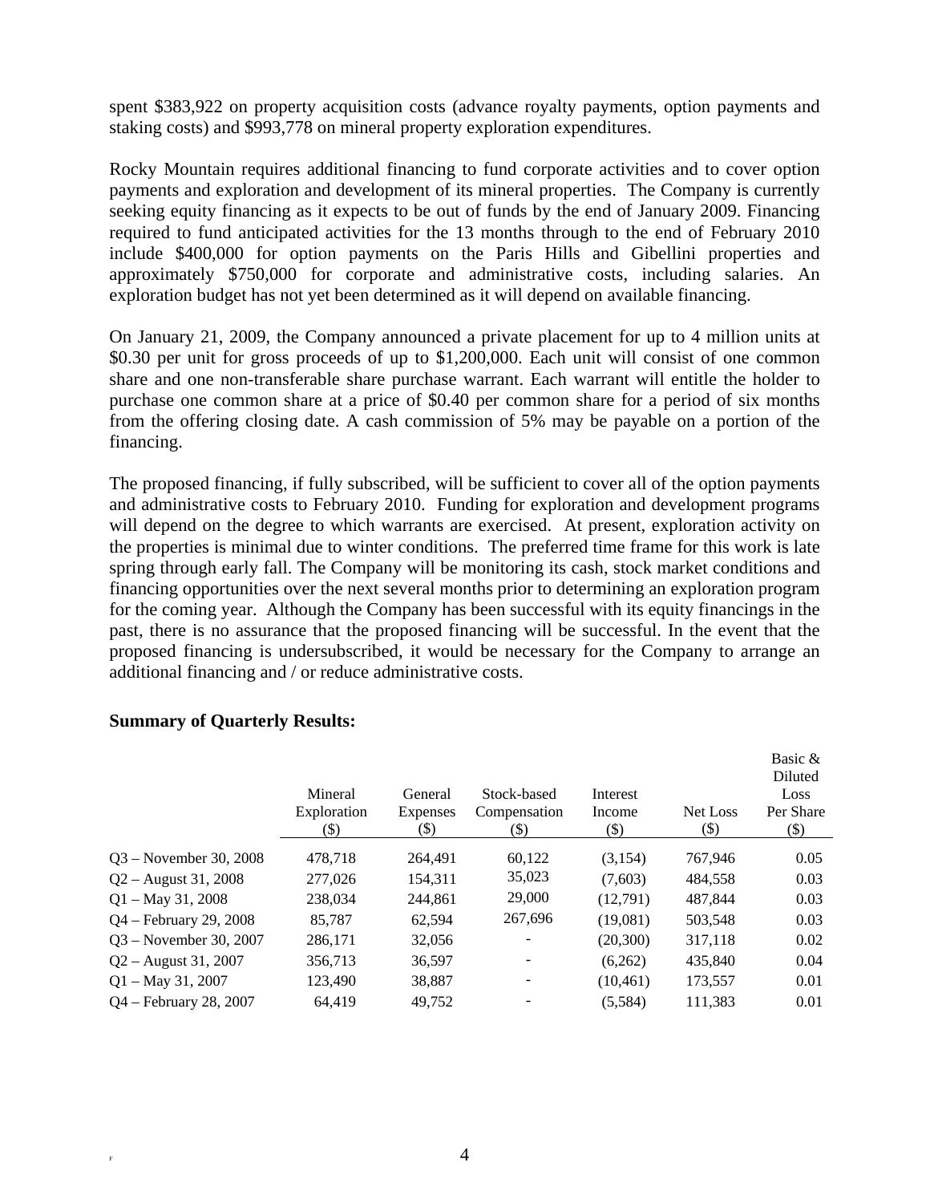spent $383,922 on property acquisition costs (advance royalty payments, option payments and staking costs) and $993,778 on mineral property exploration expenditures.

Rocky Mountain requires additional financing to fund corporate activities and to cover option payments and exploration and development of its mineral properties. The Company is currently seeking equity financing as it expects to be out of funds by the end of January 2009. Financing required to fund anticipated activities for the 13 months through to the end of February 2010 include $400,000 for option payments on the Paris Hills and Gibellini properties and approximately $750,000 for corporate and administrative costs, including salaries. An exploration budget has not yet been determined as it will depend on available financing.

On January 21, 2009, the Company announced a private placement for up to 4 million units at $0.30 per unit for gross proceeds of up to $1,200,000. Each unit will consist of one common share and one non-transferable share purchase warrant. Each warrant will entitle the holder to purchase one common share at a price of $0.40 per common share for a period of six months from the offering closing date. A cash commission of 5% may be payable on a portion of the financing.

The proposed financing, if fully subscribed, will be sufficient to cover all of the option payments and administrative costs to February 2010. Funding for exploration and development programs will depend on the degree to which warrants are exercised. At present, exploration activity on the properties is minimal due to winter conditions. The preferred time frame for this work is late spring through early fall. The Company will be monitoring its cash, stock market conditions and financing opportunities over the next several months prior to determining an exploration program for the coming year. Although the Company has been successful with its equity financings in the past, there is no assurance that the proposed financing will be successful. In the event that the proposed financing is undersubscribed, it would be necessary for the Company to arrange an additional financing and / or reduce administrative costs.

**Summary of Quarterly Results:**

| | Mineral Exploration ($) | General Expenses ($) | Stock-based Compensation ($) | Interest Income ($) | Net Loss ($) | Basic & Diluted Loss Per Share ($) |
|---|---|---|---|---|---|---|
| Q3 – November 30, 2008 | 478,718 | 264,491 | 60,122 | (3,154) | 767,946 | 0.05 |
| Q2 – August 31, 2008 | 277,026 | 154,311 | 35,023 | (7,603) | 484,558 | 0.03 |
| Q1 – May 31, 2008 | 238,034 | 244,861 | 29,000 | (12,791) | 487,844 | 0.03 |
| Q4 – February 29, 2008 | 85,787 | 62,594 | 267,696 | (19,081) | 503,548 | 0.03 |
| Q3 – November 30, 2007 | 286,171 | 32,056 | - | (20,300) | 317,118 | 0.02 |
| Q2 – August 31, 2007 | 356,713 | 36,597 | - | (6,262) | 435,840 | 0.04 |
| Q1 – May 31, 2007 | 123,490 | 38,887 | - | (10,461) | 173,557 | 0.01 |
| Q4 – February 28, 2007 | 64,419 | 49,752 | - | (5,584) | 111,383 | 0.01 |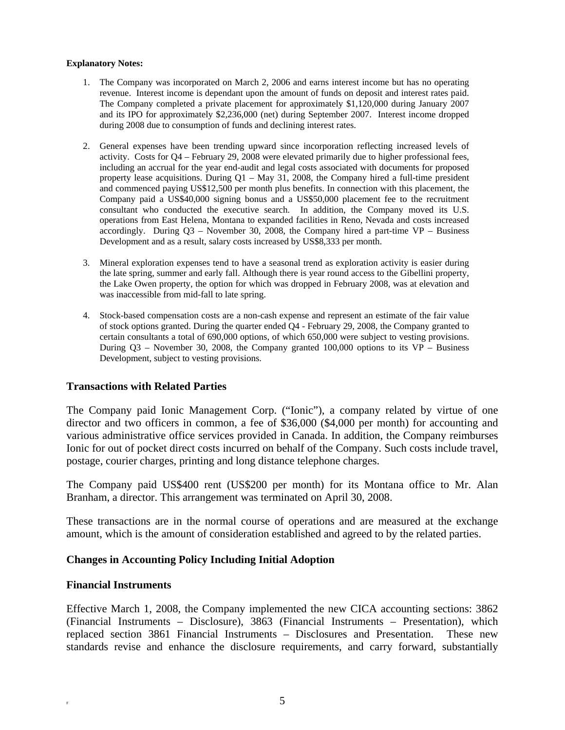**Explanatory Notes:**

1. The Company was incorporated on March 2, 2006 and earns interest income but has no operating revenue. Interest income is dependant upon the amount of funds on deposit and interest rates paid. The Company completed a private placement for approximately $1,120,000 during January 2007 and its IPO for approximately $2,236,000 (net) during September 2007. Interest income dropped during 2008 due to consumption of funds and declining interest rates.

2. General expenses have been trending upward since incorporation reflecting increased levels of activity. Costs for Q4 – February 29, 2008 were elevated primarily due to higher professional fees, including an accrual for the year end-audit and legal costs associated with documents for proposed property lease acquisitions. During Q1 – May 31, 2008, the Company hired a full-time president and commenced paying US$12,500 per month plus benefits. In connection with this placement, the Company paid a US$40,000 signing bonus and a US$50,000 placement fee to the recruitment consultant who conducted the executive search. In addition, the Company moved its U.S. operations from East Helena, Montana to expanded facilities in Reno, Nevada and costs increased accordingly. During Q3 – November 30, 2008, the Company hired a part-time VP – Business Development and as a result, salary costs increased by US$8,333 per month.

3. Mineral exploration expenses tend to have a seasonal trend as exploration activity is easier during the late spring, summer and early fall. Although there is year round access to the Gibellini property, the Lake Owen property, the option for which was dropped in February 2008, was at elevation and was inaccessible from mid-fall to late spring.

4. Stock-based compensation costs are a non-cash expense and represent an estimate of the fair value of stock options granted. During the quarter ended Q4 - February 29, 2008, the Company granted to certain consultants a total of 690,000 options, of which 650,000 were subject to vesting provisions. During Q3 – November 30, 2008, the Company granted 100,000 options to its VP – Business Development, subject to vesting provisions.

## Transactions with Related Parties

The Company paid Ionic Management Corp. ("Ionic"), a company related by virtue of one director and two officers in common, a fee of $36,000 ($4,000 per month) for accounting and various administrative office services provided in Canada. In addition, the Company reimburses Ionic for out of pocket direct costs incurred on behalf of the Company. Such costs include travel, postage, courier charges, printing and long distance telephone charges.

The Company paid US$400 rent (US$200 per month) for its Montana office to Mr. Alan Branham, a director. This arrangement was terminated on April 30, 2008.

These transactions are in the normal course of operations and are measured at the exchange amount, which is the amount of consideration established and agreed to by the related parties.

## Changes in Accounting Policy Including Initial Adoption

### Financial Instruments

Effective March 1, 2008, the Company implemented the new CICA accounting sections: 3862 (Financial Instruments – Disclosure), 3863 (Financial Instruments – Presentation), which replaced section 3861 Financial Instruments – Disclosures and Presentation. These new standards revise and enhance the disclosure requirements, and carry forward, substantially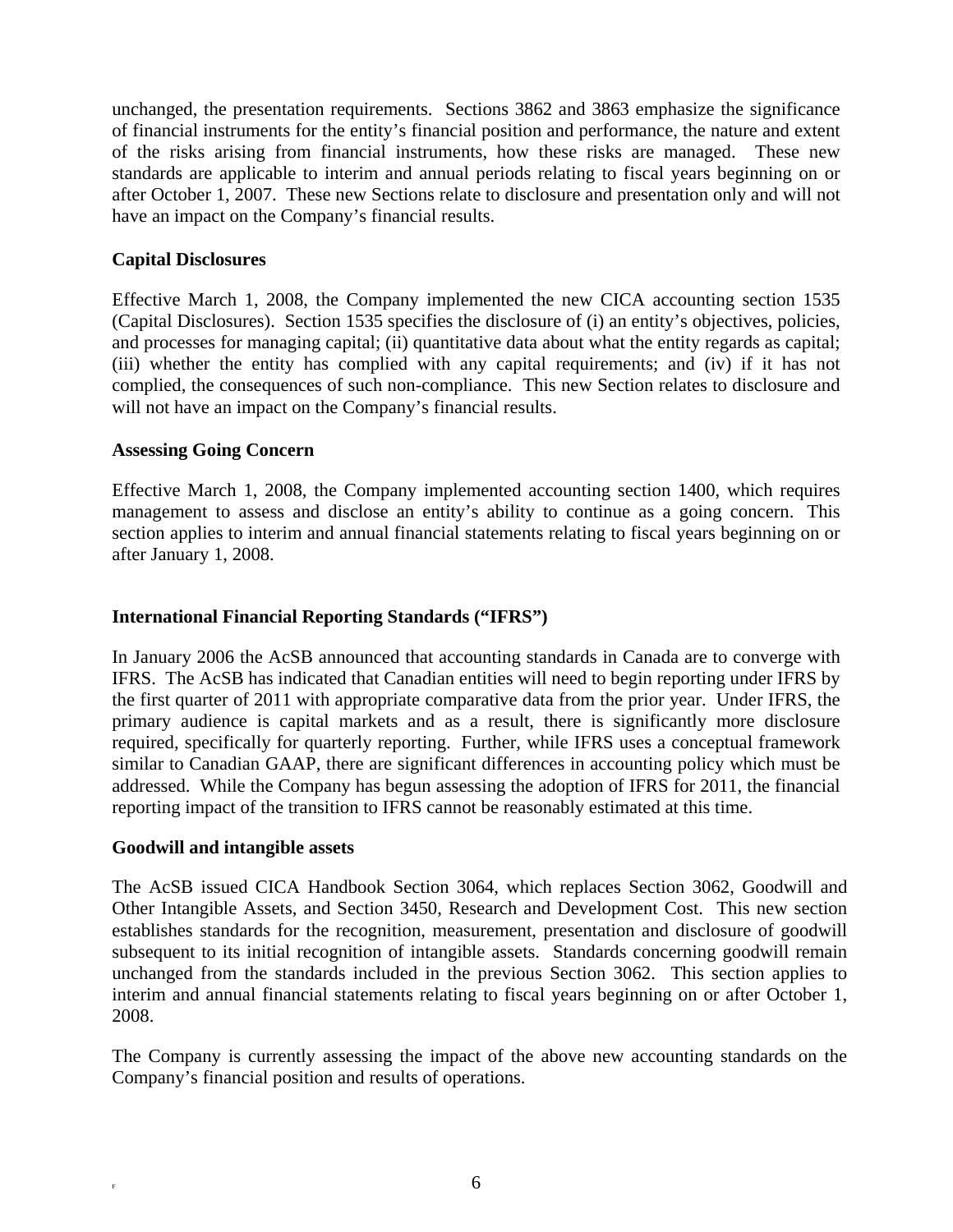unchanged, the presentation requirements. Sections 3862 and 3863 emphasize the significance of financial instruments for the entity's financial position and performance, the nature and extent of the risks arising from financial instruments, how these risks are managed. These new standards are applicable to interim and annual periods relating to fiscal years beginning on or after October 1, 2007. These new Sections relate to disclosure and presentation only and will not have an impact on the Company's financial results.

**Capital Disclosures**

Effective March 1, 2008, the Company implemented the new CICA accounting section 1535 (Capital Disclosures). Section 1535 specifies the disclosure of (i) an entity's objectives, policies, and processes for managing capital; (ii) quantitative data about what the entity regards as capital; (iii) whether the entity has complied with any capital requirements; and (iv) if it has not complied, the consequences of such non-compliance. This new Section relates to disclosure and will not have an impact on the Company's financial results.

**Assessing Going Concern**

Effective March 1, 2008, the Company implemented accounting section 1400, which requires management to assess and disclose an entity's ability to continue as a going concern. This section applies to interim and annual financial statements relating to fiscal years beginning on or after January 1, 2008.

**International Financial Reporting Standards ("IFRS")**

In January 2006 the AcSB announced that accounting standards in Canada are to converge with IFRS. The AcSB has indicated that Canadian entities will need to begin reporting under IFRS by the first quarter of 2011 with appropriate comparative data from the prior year. Under IFRS, the primary audience is capital markets and as a result, there is significantly more disclosure required, specifically for quarterly reporting. Further, while IFRS uses a conceptual framework similar to Canadian GAAP, there are significant differences in accounting policy which must be addressed. While the Company has begun assessing the adoption of IFRS for 2011, the financial reporting impact of the transition to IFRS cannot be reasonably estimated at this time.

**Goodwill and intangible assets**

The AcSB issued CICA Handbook Section 3064, which replaces Section 3062, Goodwill and Other Intangible Assets, and Section 3450, Research and Development Cost. This new section establishes standards for the recognition, measurement, presentation and disclosure of goodwill subsequent to its initial recognition of intangible assets. Standards concerning goodwill remain unchanged from the standards included in the previous Section 3062. This section applies to interim and annual financial statements relating to fiscal years beginning on or after October 1, 2008.

The Company is currently assessing the impact of the above new accounting standards on the Company's financial position and results of operations.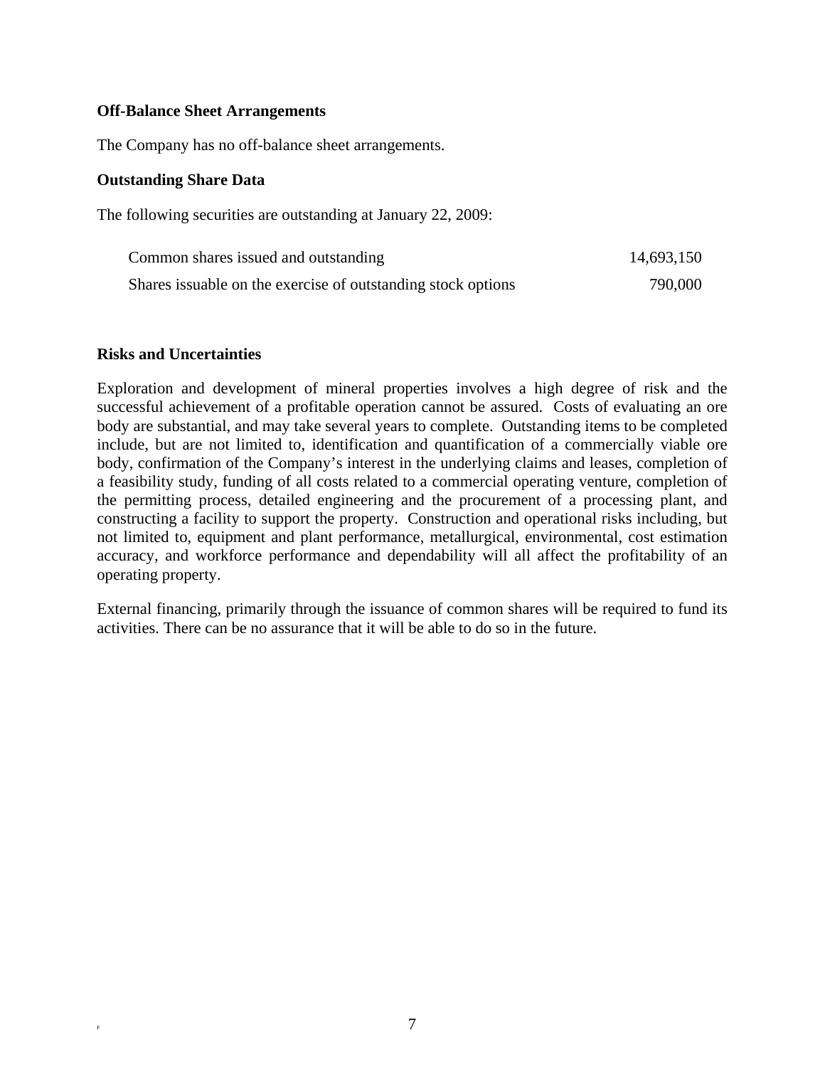**Off-Balance Sheet Arrangements**

The Company has no off-balance sheet arrangements.

**Outstanding Share Data**

The following securities are outstanding at January 22, 2009:

| | |
|---|---|
| Common shares issued and outstanding | 14,693,150 |
| Shares issuable on the exercise of outstanding stock options | 790,000 |

**Risks and Uncertainties**

Exploration and development of mineral properties involves a high degree of risk and the successful achievement of a profitable operation cannot be assured. Costs of evaluating an ore body are substantial, and may take several years to complete. Outstanding items to be completed include, but are not limited to, identification and quantification of a commercially viable ore body, confirmation of the Company's interest in the underlying claims and leases, completion of a feasibility study, funding of all costs related to a commercial operating venture, completion of the permitting process, detailed engineering and the procurement of a processing plant, and constructing a facility to support the property. Construction and operational risks including, but not limited to, equipment and plant performance, metallurgical, environmental, cost estimation accuracy, and workforce performance and dependability will all affect the profitability of an operating property.

External financing, primarily through the issuance of common shares will be required to fund its activities. There can be no assurance that it will be able to do so in the future.